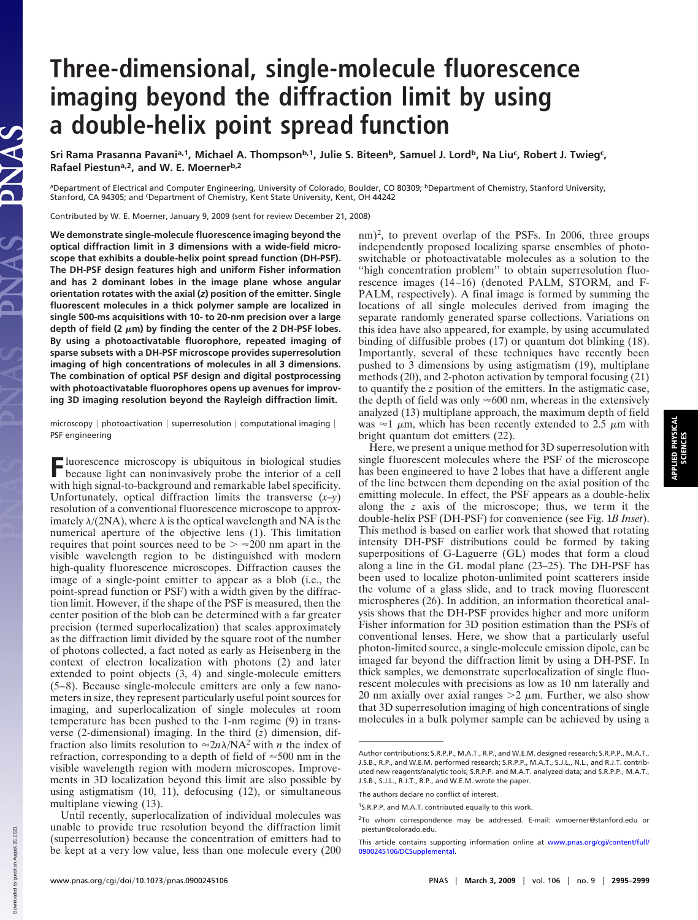# Three-dimensional, single-molecule fluorescence imaging beyond the diffraction limit by using a double-helix point spread function

Sri Rama Prasanna Pavani[a,1], Michael A. Thompson[b,1], Julie S. Biteen[b], Samuel J. Lord[b], Na Liu[c], Robert J. Twieg[c], Rafael Piestun[a,2], and W. E. Moerner[b,2]

[a]Department of Electrical and Computer Engineering, University of Colorado, Boulder, CO 80309; [b]Department of Chemistry, Stanford University, Stanford, CA 94305; and [c]Department of Chemistry, Kent State University, Kent, OH 44242

Contributed by W. E. Moerner, January 9, 2009 (sent for review December 21, 2008)

**We demonstrate single-molecule fluorescence imaging beyond the optical diffraction limit in 3 dimensions with a wide-field microscope that exhibits a double-helix point spread function (DH-PSF). The DH-PSF design features high and uniform Fisher information and has 2 dominant lobes in the image plane whose angular orientation rotates with the axial (*z*) position of the emitter. Single fluorescent molecules in a thick polymer sample are localized in single 500-ms acquisitions with 10- to 20-nm precision over a large depth of field (2 μm) by finding the center of the 2 DH-PSF lobes. By using a photoactivatable fluorophore, repeated imaging of sparse subsets with a DH-PSF microscope provides superresolution imaging of high concentrations of molecules in all 3 dimensions. The combination of optical PSF design and digital postprocessing with photoactivatable fluorophores opens up avenues for improving 3D imaging resolution beyond the Rayleigh diffraction limit.**

microscopy | photoactivation | superresolution | computational imaging | PSF engineering

Fluorescence microscopy is ubiquitous in biological studies because light can noninvasively probe the interior of a cell with high signal-to-background and remarkable label specificity. Unfortunately, optical diffraction limits the transverse (*x*–*y*) resolution of a conventional fluorescence microscope to approximately $\lambda/(2\mathrm{NA})$, where $\lambda$ is the optical wavelength and NA is the numerical aperture of the objective lens (1). This limitation requires that point sources need to be $> \approx 200$ nm apart in the visible wavelength region to be distinguished with modern high-quality fluorescence microscopes. Diffraction causes the image of a single-point emitter to appear as a blob (i.e., the point-spread function or PSF) with a width given by the diffraction limit. However, if the shape of the PSF is measured, then the center position of the blob can be determined with a far greater precision (termed superlocalization) that scales approximately as the diffraction limit divided by the square root of the number of photons collected, a fact noted as early as Heisenberg in the context of electron localization with photons (2) and later extended to point objects (3, 4) and single-molecule emitters (5–8). Because single-molecule emitters are only a few nanometers in size, they represent particularly useful point sources for imaging, and superlocalization of single molecules at room temperature has been pushed to the 1-nm regime (9) in transverse (2-dimensional) imaging. In the third (*z*) dimension, diffraction also limits resolution to $\approx 2n\lambda/\mathrm{NA}^2$ with $n$ the index of refraction, corresponding to a depth of field of $\approx$500 nm in the visible wavelength region with modern microscopes. Improvements in 3D localization beyond this limit are also possible by using astigmatism (10, 11), defocusing (12), or simultaneous multiplane viewing (13).

Until recently, superlocalization of individual molecules was unable to provide true resolution beyond the diffraction limit (superresolution) because the concentration of emitters had to be kept at a very low value, less than one molecule every (200 nm)$^2$, to prevent overlap of the PSFs. In 2006, three groups independently proposed localizing sparse ensembles of photoswitchable or photoactivatable molecules as a solution to the "high concentration problem" to obtain superresolution fluorescence images (14–16) (denoted PALM, STORM, and F-PALM, respectively). A final image is formed by summing the locations of all single molecules derived from imaging the separate randomly generated sparse collections. Variations on this idea have also appeared, for example, by using accumulated binding of diffusible probes (17) or quantum dot blinking (18). Importantly, several of these techniques have recently been pushed to 3 dimensions by using astigmatism (19), multiplane methods (20), and 2-photon activation by temporal focusing (21) to quantify the *z* position of the emitters. In the astigmatic case, the depth of field was only $\approx$600 nm, whereas in the extensively analyzed (13) multiplane approach, the maximum depth of field was $\approx$1 μm, which has been recently extended to 2.5 μm with bright quantum dot emitters (22).

Here, we present a unique method for 3D superresolution with single fluorescent molecules where the PSF of the microscope has been engineered to have 2 lobes that have a different angle of the line between them depending on the axial position of the emitting molecule. In effect, the PSF appears as a double-helix along the *z* axis of the microscope; thus, we term it the double-helix PSF (DH-PSF) for convenience (see Fig. 1*B Inset*). This method is based on earlier work that showed that rotating intensity DH-PSF distributions could be formed by taking superpositions of G-Laguerre (GL) modes that form a cloud along a line in the GL modal plane (23–25). The DH-PSF has been used to localize photon-unlimited point scatterers inside the volume of a glass slide, and to track moving fluorescent microspheres (26). In addition, an information theoretical analysis shows that the DH-PSF provides higher and more uniform Fisher information for 3D position estimation than the PSFs of conventional lenses. Here, we show that a particularly useful photon-limited source, a single-molecule emission dipole, can be imaged far beyond the diffraction limit by using a DH-PSF. In thick samples, we demonstrate superlocalization of single fluorescent molecules with precisions as low as 10 nm laterally and 20 nm axially over axial ranges $>2$ μm. Further, we also show that 3D superresolution imaging of high concentrations of single molecules in a bulk polymer sample can be achieved by using a

Author contributions: S.R.P.P., M.A.T., R.P., and W.E.M. designed research; S.R.P.P., M.A.T., J.S.B., R.P., and W.E.M. performed research; S.R.P.P., M.A.T., S.J.L., N.L., and R.J.T. contributed new reagents/analytic tools; S.R.P.P. and M.A.T. analyzed data; and S.R.P.P., M.A.T., J.S.B., S.J.L., R.J.T., R.P., and W.E.M. wrote the paper.

The authors declare no conflict of interest.

[1]S.R.P.P. and M.A.T. contributed equally to this work.

[2]To whom correspondence may be addressed. E-mail: wmoerner@stanford.edu or piestun@colorado.edu.

This article contains supporting information online at www.pnas.org/cgi/content/full/0900245106/DCSupplemental.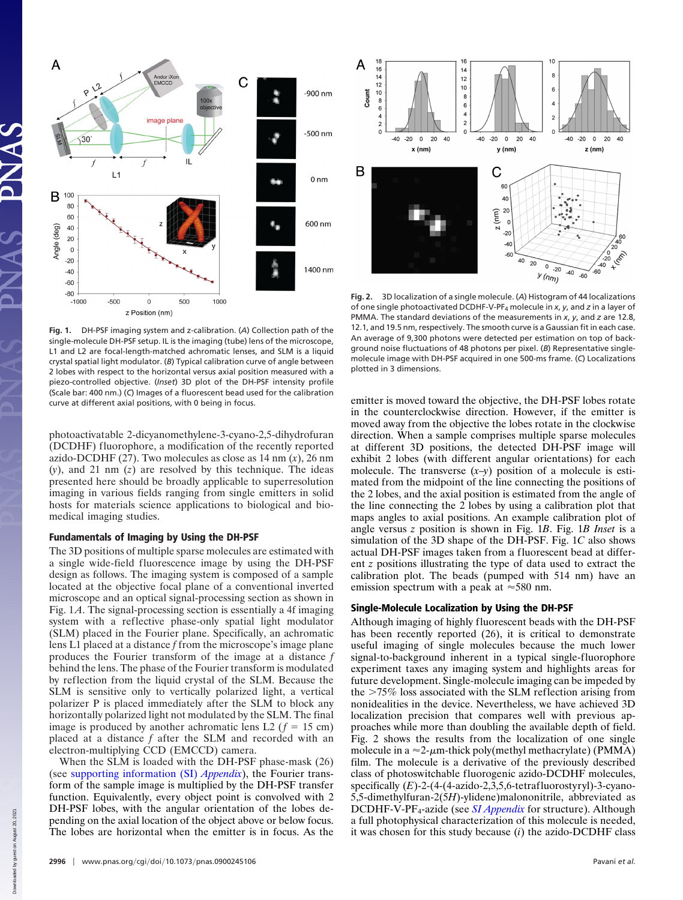**Fig. 1.** DH-PSF imaging system and z-calibration. (*A*) Collection path of the single-molecule DH-PSF setup. IL is the imaging (tube) lens of the microscope, L1 and L2 are focal-length-matched achromatic lenses, and SLM is a liquid crystal spatial light modulator. (*B*) Typical calibration curve of angle between 2 lobes with respect to the horizontal versus axial position measured with a piezo-controlled objective. (*Inset*) 3D plot of the DH-PSF intensity profile (Scale bar: 400 nm.) (*C*) Images of a fluorescent bead used for the calibration curve at different axial positions, with 0 being in focus.

photoactivatable 2-dicyanomethylene-3-cyano-2,5-dihydrofuran (DCDHF) fluorophore, a modification of the recently reported azido-DCDHF (27). Two molecules as close as 14 nm ($x$), 26 nm ($y$), and 21 nm ($z$) are resolved by this technique. The ideas presented here should be broadly applicable to superresolution imaging in various fields ranging from single emitters in solid hosts for materials science applications to biological and biomedical imaging studies.

## Fundamentals of Imaging by Using the DH-PSF

The 3D positions of multiple sparse molecules are estimated with a single wide-field fluorescence image by using the DH-PSF design as follows. The imaging system is composed of a sample located at the objective focal plane of a conventional inverted microscope and an optical signal-processing section as shown in Fig. 1*A*. The signal-processing section is essentially a 4f imaging system with a reflective phase-only spatial light modulator (SLM) placed in the Fourier plane. Specifically, an achromatic lens L1 placed at a distance $f$ from the microscope's image plane produces the Fourier transform of the image at a distance $f$ behind the lens. The phase of the Fourier transform is modulated by reflection from the liquid crystal of the SLM. Because the SLM is sensitive only to vertically polarized light, a vertical polarizer P is placed immediately after the SLM to block any horizontally polarized light not modulated by the SLM. The final image is produced by another achromatic lens L2 ($f$ = 15 cm) placed at a distance $f$ after the SLM and recorded with an electron-multiplying CCD (EMCCD) camera.

When the SLM is loaded with the DH-PSF phase-mask (26) (see supporting information (SI) *Appendix*), the Fourier transform of the sample image is multiplied by the DH-PSF transfer function. Equivalently, every object point is convolved with 2 DH-PSF lobes, with the angular orientation of the lobes depending on the axial location of the object above or below focus. The lobes are horizontal when the emitter is in focus. As the emitter is moved toward the objective, the DH-PSF lobes rotate in the counterclockwise direction. However, if the emitter is moved away from the objective the lobes rotate in the clockwise direction. When a sample comprises multiple sparse molecules at different 3D positions, the detected DH-PSF image will exhibit 2 lobes (with different angular orientations) for each molecule. The transverse ($x$–$y$) position of a molecule is estimated from the midpoint of the line connecting the positions of the 2 lobes, and the axial position is estimated from the angle of the line connecting the 2 lobes by using a calibration plot that maps angles to axial positions. An example calibration plot of angle versus $z$ position is shown in Fig. 1*B*. Fig. 1*B Inset* is a simulation of the 3D shape of the DH-PSF. Fig. 1*C* also shows actual DH-PSF images taken from a fluorescent bead at different $z$ positions illustrating the type of data used to extract the calibration plot. The beads (pumped with 514 nm) have an emission spectrum with a peak at ≈580 nm.

**Fig. 2.** 3D localization of a single molecule. (*A*) Histogram of 44 localizations of one single photoactivated DCDHF-V-$PF_4$ molecule in $x$, $y$, and $z$ in a layer of PMMA. The standard deviations of the measurements in $x$, $y$, and $z$ are 12.8, 12.1, and 19.5 nm, respectively. The smooth curve is a Gaussian fit in each case. An average of 9,300 photons were detected per estimation on top of background noise fluctuations of 48 photons per pixel. (*B*) Representative single-molecule image with DH-PSF acquired in one 500-ms frame. (*C*) Localizations plotted in 3 dimensions.

## Single-Molecule Localization by Using the DH-PSF

Although imaging of highly fluorescent beads with the DH-PSF has been recently reported (26), it is critical to demonstrate useful imaging of single molecules because the much lower signal-to-background inherent in a typical single-fluorophore experiment taxes any imaging system and highlights areas for future development. Single-molecule imaging can be impeded by the >75% loss associated with the SLM reflection arising from nonidealities in the device. Nevertheless, we have achieved 3D localization precision that compares well with previous approaches while more than doubling the available depth of field. Fig. 2 shows the results from the localization of one single molecule in a ≈2-μm-thick poly(methyl methacrylate) (PMMA) film. The molecule is a derivative of the previously described class of photoswitchable fluorogenic azido-DCDHF molecules, specifically (*E*)-2-(4-(4-azido-2,3,5,6-tetrafluorostyryl)-3-cyano-5,5-dimethylfuran-2(5*H*)-ylidene)malononitrile, abbreviated as DCDHF-V-$PF_4$-azide (see *SI Appendix* for structure). Although a full photophysical characterization of this molecule is needed, it was chosen for this study because (*i*) the azido-DCDHF class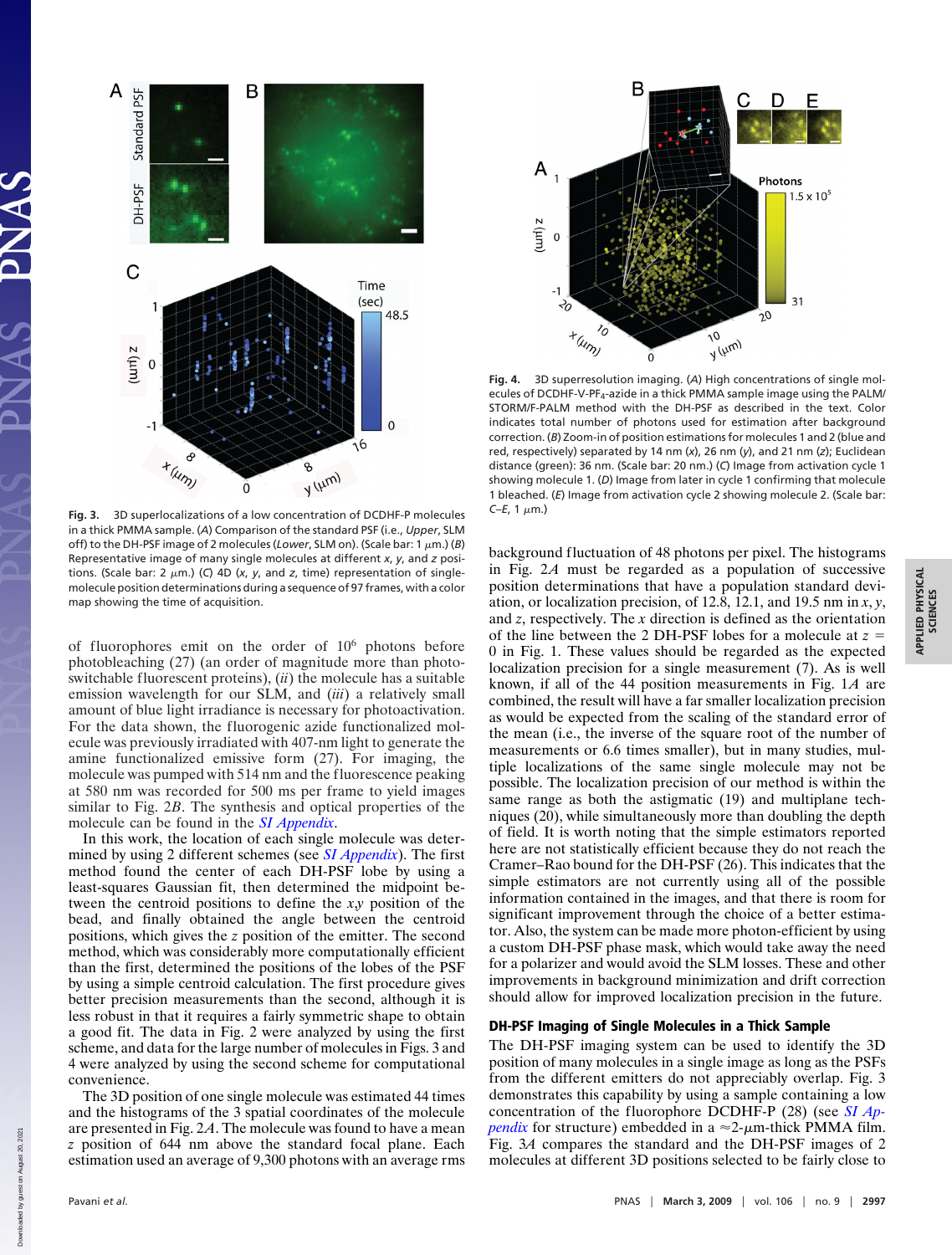**Fig. 3.** 3D superlocalizations of a low concentration of DCDHF-P molecules in a thick PMMA sample. (*A*) Comparison of the standard PSF (i.e., *Upper*, SLM off) to the DH-PSF image of 2 molecules (*Lower*, SLM on). (Scale bar: 1 μm.) (*B*) Representative image of many single molecules at different *x*, *y*, and *z* positions. (Scale bar: 2 μm.) (*C*) 4D (*x*, *y*, and *z*, time) representation of single-molecule position determinations during a sequence of 97 frames, with a color map showing the time of acquisition.

**Fig. 4.** 3D superresolution imaging. (*A*) High concentrations of single molecules of DCDHF-V-PF$_4$-azide in a thick PMMA sample image using the PALM/STORM/F-PALM method with the DH-PSF as described in the text. Color indicates total number of photons used for estimation after background correction. (*B*) Zoom-in of position estimations for molecules 1 and 2 (blue and red, respectively) separated by 14 nm (*x*), 26 nm (*y*), and 21 nm (*z*); Euclidean distance (green): 36 nm. (Scale bar: 20 nm.) (*C*) Image from activation cycle 1 showing molecule 1. (*D*) Image from later in cycle 1 confirming that molecule 1 bleached. (*E*) Image from activation cycle 2 showing molecule 2. (Scale bar: *C–E*, 1 μm.)

of fluorophores emit on the order of $10^6$ photons before photobleaching (27) (an order of magnitude more than photoswitchable fluorescent proteins), (*ii*) the molecule has a suitable emission wavelength for our SLM, and (*iii*) a relatively small amount of blue light irradiance is necessary for photoactivation. For the data shown, the fluorogenic azide functionalized molecule was previously irradiated with 407-nm light to generate the amine functionalized emissive form (27). For imaging, the molecule was pumped with 514 nm and the fluorescence peaking at 580 nm was recorded for 500 ms per frame to yield images similar to Fig. 2*B*. The synthesis and optical properties of the molecule can be found in the *SI Appendix*.

In this work, the location of each single molecule was determined by using 2 different schemes (see *SI Appendix*). The first method found the center of each DH-PSF lobe by using a least-squares Gaussian fit, then determined the midpoint between the centroid positions to define the *x*,*y* position of the bead, and finally obtained the angle between the centroid positions, which gives the *z* position of the emitter. The second method, which was considerably more computationally efficient than the first, determined the positions of the lobes of the PSF by using a simple centroid calculation. The first procedure gives better precision measurements than the second, although it is less robust in that it requires a fairly symmetric shape to obtain a good fit. The data in Fig. 2 were analyzed by using the first scheme, and data for the large number of molecules in Figs. 3 and 4 were analyzed by using the second scheme for computational convenience.

The 3D position of one single molecule was estimated 44 times and the histograms of the 3 spatial coordinates of the molecule are presented in Fig. 2*A*. The molecule was found to have a mean *z* position of 644 nm above the standard focal plane. Each estimation used an average of 9,300 photons with an average rms background fluctuation of 48 photons per pixel. The histograms in Fig. 2*A* must be regarded as a population of successive position determinations that have a population standard deviation, or localization precision, of 12.8, 12.1, and 19.5 nm in *x*, *y*, and *z*, respectively. The *x* direction is defined as the orientation of the line between the 2 DH-PSF lobes for a molecule at $z = 0$ in Fig. 1. These values should be regarded as the expected localization precision for a single measurement (7). As is well known, if all of the 44 position measurements in Fig. 1*A* are combined, the result will have a far smaller localization precision as would be expected from the scaling of the standard error of the mean (i.e., the inverse of the square root of the number of measurements or 6.6 times smaller), but in many studies, multiple localizations of the same single molecule may not be possible. The localization precision of our method is within the same range as both the astigmatic (19) and multiplane techniques (20), while simultaneously more than doubling the depth of field. It is worth noting that the simple estimators reported here are not statistically efficient because they do not reach the Cramer–Rao bound for the DH-PSF (26). This indicates that the simple estimators are not currently using all of the possible information contained in the images, and that there is room for significant improvement through the choice of a better estimator. Also, the system can be made more photon-efficient by using a custom DH-PSF phase mask, which would take away the need for a polarizer and would avoid the SLM losses. These and other improvements in background minimization and drift correction should allow for improved localization precision in the future.

## DH-PSF Imaging of Single Molecules in a Thick Sample

The DH-PSF imaging system can be used to identify the 3D position of many molecules in a single image as long as the PSFs from the different emitters do not appreciably overlap. Fig. 3 demonstrates this capability by using a sample containing a low concentration of the fluorophore DCDHF-P (28) (see *SI Appendix* for structure) embedded in a ≈2-μm-thick PMMA film. Fig. 3*A* compares the standard and the DH-PSF images of 2 molecules at different 3D positions selected to be fairly close to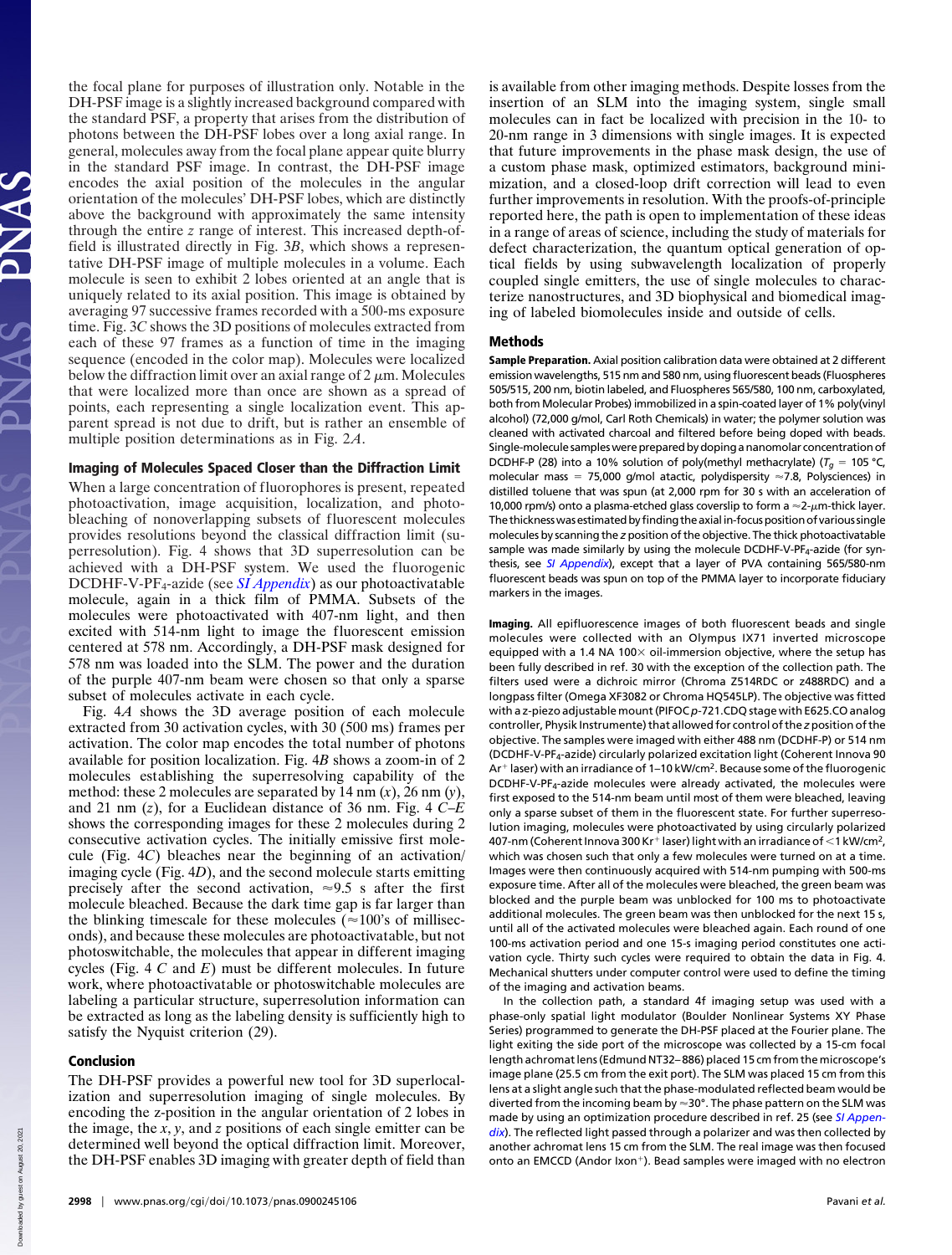the focal plane for purposes of illustration only. Notable in the DH-PSF image is a slightly increased background compared with the standard PSF, a property that arises from the distribution of photons between the DH-PSF lobes over a long axial range. In general, molecules away from the focal plane appear quite blurry in the standard PSF image. In contrast, the DH-PSF image encodes the axial position of the molecules in the angular orientation of the molecules' DH-PSF lobes, which are distinctly above the background with approximately the same intensity through the entire $z$ range of interest. This increased depth-of-field is illustrated directly in Fig. 3*B*, which shows a representative DH-PSF image of multiple molecules in a volume. Each molecule is seen to exhibit 2 lobes oriented at an angle that is uniquely related to its axial position. This image is obtained by averaging 97 successive frames recorded with a 500-ms exposure time. Fig. 3*C* shows the 3D positions of molecules extracted from each of these 97 frames as a function of time in the imaging sequence (encoded in the color map). Molecules were localized below the diffraction limit over an axial range of 2 $\mu$m. Molecules that were localized more than once are shown as a spread of points, each representing a single localization event. This apparent spread is not due to drift, but is rather an ensemble of multiple position determinations as in Fig. 2*A*.

### Imaging of Molecules Spaced Closer than the Diffraction Limit

When a large concentration of fluorophores is present, repeated photoactivation, image acquisition, localization, and photobleaching of nonoverlapping subsets of fluorescent molecules provides resolutions beyond the classical diffraction limit (superresolution). Fig. 4 shows that 3D superresolution can be achieved with a DH-PSF system. We used the fluorogenic DCDHF-V-$PF_4$-azide (see *SI Appendix*) as our photoactivatable molecule, again in a thick film of PMMA. Subsets of the molecules were photoactivated with 407-nm light, and then excited with 514-nm light to image the fluorescent emission centered at 578 nm. Accordingly, a DH-PSF mask designed for 578 nm was loaded into the SLM. The power and the duration of the purple 407-nm beam were chosen so that only a sparse subset of molecules activate in each cycle.

Fig. 4*A* shows the 3D average position of each molecule extracted from 30 activation cycles, with 30 (500 ms) frames per activation. The color map encodes the total number of photons available for position localization. Fig. 4*B* shows a zoom-in of 2 molecules establishing the superresolving capability of the method: these 2 molecules are separated by 14 nm ($x$), 26 nm ($y$), and 21 nm ($z$), for a Euclidean distance of 36 nm. Fig. 4 *C*–*E* shows the corresponding images for these 2 molecules during 2 consecutive activation cycles. The initially emissive first molecule (Fig. 4*C*) bleaches near the beginning of an activation/imaging cycle (Fig. 4*D*), and the second molecule starts emitting precisely after the second activation, $\approx$9.5 s after the first molecule bleached. Because the dark time gap is far larger than the blinking timescale for these molecules ($\approx$100's of milliseconds), and because these molecules are photoactivatable, but not photoswitchable, the molecules that appear in different imaging cycles (Fig. 4 *C* and *E*) must be different molecules. In future work, where photoactivatable or photoswitchable molecules are labeling a particular structure, superresolution information can be extracted as long as the labeling density is sufficiently high to satisfy the Nyquist criterion (29).

### Conclusion

The DH-PSF provides a powerful new tool for 3D superlocalization and superresolution imaging of single molecules. By encoding the z-position in the angular orientation of 2 lobes in the image, the $x$, $y$, and $z$ positions of each single emitter can be determined well beyond the optical diffraction limit. Moreover, the DH-PSF enables 3D imaging with greater depth of field than is available from other imaging methods. Despite losses from the insertion of an SLM into the imaging system, single small molecules can in fact be localized with precision in the 10- to 20-nm range in 3 dimensions with single images. It is expected that future improvements in the phase mask design, the use of a custom phase mask, optimized estimators, background minimization, and a closed-loop drift correction will lead to even further improvements in resolution. With the proofs-of-principle reported here, the path is open to implementation of these ideas in a range of areas of science, including the study of materials for defect characterization, the quantum optical generation of optical fields by using subwavelength localization of properly coupled single emitters, the use of single molecules to characterize nanostructures, and 3D biophysical and biomedical imaging of labeled biomolecules inside and outside of cells.

### Methods

**Sample Preparation.** Axial position calibration data were obtained at 2 different emission wavelengths, 515 nm and 580 nm, using fluorescent beads (Fluospheres 505/515, 200 nm, biotin labeled, and Fluospheres 565/580, 100 nm, carboxylated, both from Molecular Probes) immobilized in a spin-coated layer of 1% poly(vinyl alcohol) (72,000 g/mol, Carl Roth Chemicals) in water; the polymer solution was cleaned with activated charcoal and filtered before being doped with beads. Single-molecule samples were prepared by doping a nanomolar concentration of DCDHF-P (28) into a 10% solution of poly(methyl methacrylate) ($T_g$ = 105 °C, molecular mass = 75,000 g/mol, polydispersity $\approx$7.8, Polysciences) in distilled toluene that was spun (at 2,000 rpm for 30 s with an acceleration of 10,000 rpm/s) onto a plasma-etched glass coverslip to form a $\approx$2-$\mu$m-thick layer. The thickness was estimated by finding the axial in-focus position of various single molecules by scanning the $z$ position of the objective. The thick photoactivatable sample was made similarly by using the molecule DCDHF-V-$PF_4$-azide (for synthesis, see *SI Appendix*), except that a layer of PVA containing 565/580-nm fluorescent beads was spun on top of the PMMA layer to incorporate fiduciary markers in the images.

**Imaging.** All epifluorescence images of both fluorescent beads and single molecules were collected with an Olympus IX71 inverted microscope equipped with a 1.4 NA 100$\times$ oil-immersion objective, where the setup has been fully described in ref. 30 with the exception of the collection path. The filters used were a dichroic mirror (Chroma Z514RDC or z488RDC) and a longpass filter (Omega XF3082 or Chroma HQ545LP). The objective was fitted with a z-piezo adjustable mount (PIFOC *p*-721.CDQ stage with E625.CO analog controller, Physik Instrumente) that allowed for control of the $z$ position of the objective. The samples were imaged with either 488 nm (DCDHF-P) or 514 nm (DCDHF-V-$PF_4$-azide) circularly polarized excitation light (Coherent Innova 90 $Ar^+$ laser) with an irradiance of 1–10 kW/$cm^2$. Because some of the fluorogenic DCDHF-V-$PF_4$-azide molecules were already activated, the molecules were first exposed to the 514-nm beam until most of them were bleached, leaving only a sparse subset of them in the fluorescent state. For further superresolution imaging, molecules were photoactivated by using circularly polarized 407-nm (Coherent Innova 300 $Kr^+$ laser) light with an irradiance of <1 kW/$cm^2$, which was chosen such that only a few molecules were turned on at a time. Images were then continuously acquired with 514-nm pumping with 500-ms exposure time. After all of the molecules were bleached, the green beam was blocked and the purple beam was unblocked for 100 ms to photoactivate additional molecules. The green beam was then unblocked for the next 15 s, until all of the activated molecules were bleached again. Each round of one 100-ms activation period and one 15-s imaging period constitutes one activation cycle. Thirty such cycles were required to obtain the data in Fig. 4. Mechanical shutters under computer control were used to define the timing of the imaging and activation beams.

In the collection path, a standard 4f imaging setup was used with a phase-only spatial light modulator (Boulder Nonlinear Systems XY Phase Series) programmed to generate the DH-PSF placed at the Fourier plane. The light exiting the side port of the microscope was collected by a 15-cm focal length achromat lens (Edmund NT32–886) placed 15 cm from the microscope's image plane (25.5 cm from the exit port). The SLM was placed 15 cm from this lens at a slight angle such that the phase-modulated reflected beam would be diverted from the incoming beam by $\approx$30°. The phase pattern on the SLM was made by using an optimization procedure described in ref. 25 (see *SI Appendix*). The reflected light passed through a polarizer and was then collected by another achromat lens 15 cm from the SLM. The real image was then focused onto an EMCCD (Andor Ixon+). Bead samples were imaged with no electron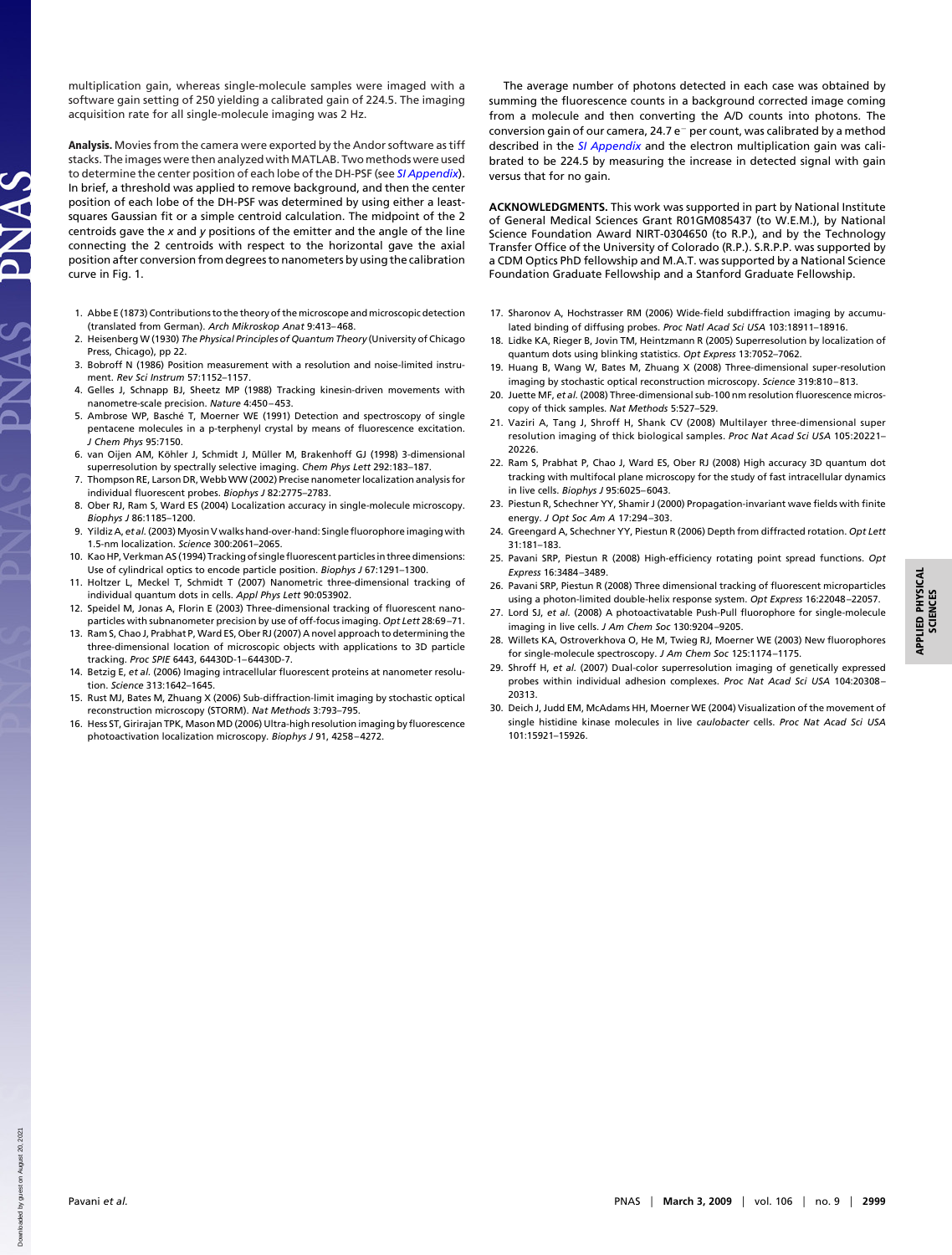multiplication gain, whereas single-molecule samples were imaged with a software gain setting of 250 yielding a calibrated gain of 224.5. The imaging acquisition rate for all single-molecule imaging was 2 Hz.

**Analysis.** Movies from the camera were exported by the Andor software as tiff stacks. The images were then analyzed with MATLAB. Two methods were used to determine the center position of each lobe of the DH-PSF (see *SI Appendix*). In brief, a threshold was applied to remove background, and then the center position of each lobe of the DH-PSF was determined by using either a least-squares Gaussian fit or a simple centroid calculation. The midpoint of the 2 centroids gave the *x* and *y* positions of the emitter and the angle of the line connecting the 2 centroids with respect to the horizontal gave the axial position after conversion from degrees to nanometers by using the calibration curve in Fig. 1.

The average number of photons detected in each case was obtained by summing the fluorescence counts in a background corrected image coming from a molecule and then converting the A/D counts into photons. The conversion gain of our camera, 24.7 $e^-$ per count, was calibrated by a method described in the *SI Appendix* and the electron multiplication gain was calibrated to be 224.5 by measuring the increase in detected signal with gain versus that for no gain.

**ACKNOWLEDGMENTS.** This work was supported in part by National Institute of General Medical Sciences Grant R01GM085437 (to W.E.M.), by National Science Foundation Award NIRT-0304650 (to R.P.), and by the Technology Transfer Office of the University of Colorado (R.P.). S.R.P.P. was supported by a CDM Optics PhD fellowship and M.A.T. was supported by a National Science Foundation Graduate Fellowship and a Stanford Graduate Fellowship.

1. Abbe E (1873) Contributions to the theory of the microscope and microscopic detection (translated from German). *Arch Mikroskop Anat* 9:413–468.
2. Heisenberg W (1930) *The Physical Principles of Quantum Theory* (University of Chicago Press, Chicago), pp 22.
3. Bobroff N (1986) Position measurement with a resolution and noise-limited instrument. *Rev Sci Instrum* 57:1152–1157.
4. Gelles J, Schnapp BJ, Sheetz MP (1988) Tracking kinesin-driven movements with nanometre-scale precision. *Nature* 4:450–453.
5. Ambrose WP, Basché T, Moerner WE (1991) Detection and spectroscopy of single pentacene molecules in a p-terphenyl crystal by means of fluorescence excitation. *J Chem Phys* 95:7150.
6. van Oijen AM, Köhler J, Schmidt J, Müller M, Brakenhoff GJ (1998) 3-dimensional superresolution by spectrally selective imaging. *Chem Phys Lett* 292:183–187.
7. Thompson RE, Larson DR, Webb WW (2002) Precise nanometer localization analysis for individual fluorescent probes. *Biophys J* 82:2775–2783.
8. Ober RJ, Ram S, Ward ES (2004) Localization accuracy in single-molecule microscopy. *Biophys J* 86:1185–1200.
9. Yildiz A, *et al.* (2003) Myosin V walks hand-over-hand: Single fluorophore imaging with 1.5-nm localization. *Science* 300:2061–2065.
10. Kao HP, Verkman AS (1994) Tracking of single fluorescent particles in three dimensions: Use of cylindrical optics to encode particle position. *Biophys J* 67:1291–1300.
11. Holtzer L, Meckel T, Schmidt T (2007) Nanometric three-dimensional tracking of individual quantum dots in cells. *Appl Phys Lett* 90:053902.
12. Speidel M, Jonas A, Florin E (2003) Three-dimensional tracking of fluorescent nanoparticles with subnanometer precision by use of off-focus imaging. *Opt Lett* 28:69–71.
13. Ram S, Chao J, Prabhat P, Ward ES, Ober RJ (2007) A novel approach to determining the three-dimensional location of microscopic objects with applications to 3D particle tracking. *Proc SPIE* 6443, 64430D-1–64430D-7.
14. Betzig E, *et al.* (2006) Imaging intracellular fluorescent proteins at nanometer resolution. *Science* 313:1642–1645.
15. Rust MJ, Bates M, Zhuang X (2006) Sub-diffraction-limit imaging by stochastic optical reconstruction microscopy (STORM). *Nat Methods* 3:793–795.
16. Hess ST, Girirajan TPK, Mason MD (2006) Ultra-high resolution imaging by fluorescence photoactivation localization microscopy. *Biophys J* 91, 4258–4272.
17. Sharonov A, Hochstrasser RM (2006) Wide-field subdiffraction imaging by accumulated binding of diffusing probes. *Proc Natl Acad Sci USA* 103:18911–18916.
18. Lidke KA, Rieger B, Jovin TM, Heintzmann R (2005) Superresolution by localization of quantum dots using blinking statistics. *Opt Express* 13:7052–7062.
19. Huang B, Wang W, Bates M, Zhuang X (2008) Three-dimensional super-resolution imaging by stochastic optical reconstruction microscopy. *Science* 319:810–813.
20. Juette MF, *et al.* (2008) Three-dimensional sub-100 nm resolution fluorescence microscopy of thick samples. *Nat Methods* 5:527–529.
21. Vaziri A, Tang J, Shroff H, Shank CV (2008) Multilayer three-dimensional super resolution imaging of thick biological samples. *Proc Nat Acad Sci USA* 105:20221–20226.
22. Ram S, Prabhat P, Chao J, Ward ES, Ober RJ (2008) High accuracy 3D quantum dot tracking with multifocal plane microscopy for the study of fast intracellular dynamics in live cells. *Biophys J* 95:6025–6043.
23. Piestun R, Schechner YY, Shamir J (2000) Propagation-invariant wave fields with finite energy. *J Opt Soc Am A* 17:294–303.
24. Greengard A, Schechner YY, Piestun R (2006) Depth from diffracted rotation. *Opt Lett* 31:181–183.
25. Pavani SRP, Piestun R (2008) High-efficiency rotating point spread functions. *Opt Express* 16:3484–3489.
26. Pavani SRP, Piestun R (2008) Three dimensional tracking of fluorescent microparticles using a photon-limited double-helix response system. *Opt Express* 16:22048–22057.
27. Lord SJ, *et al.* (2008) A photoactivatable Push-Pull fluorophore for single-molecule imaging in live cells. *J Am Chem Soc* 130:9204–9205.
28. Willets KA, Ostroverkhova O, He M, Twieg RJ, Moerner WE (2003) New fluorophores for single-molecule spectroscopy. *J Am Chem Soc* 125:1174–1175.
29. Shroff H, *et al.* (2007) Dual-color superresolution imaging of genetically expressed probes within individual adhesion complexes. *Proc Nat Acad Sci USA* 104:20308–20313.
30. Deich J, Judd EM, McAdams HH, Moerner WE (2004) Visualization of the movement of single histidine kinase molecules in live *caulobacter* cells. *Proc Nat Acad Sci USA* 101:15921–15926.